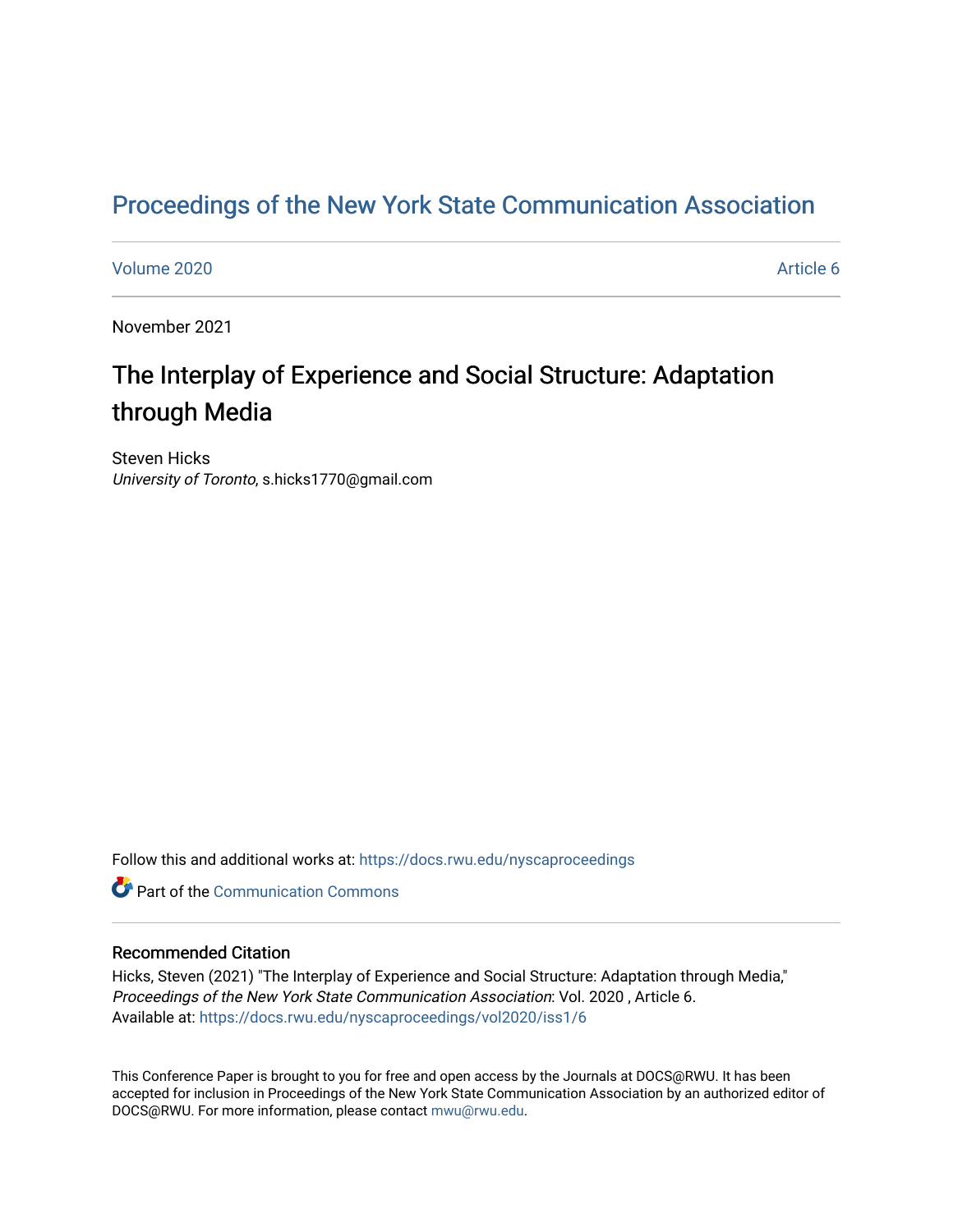# Proceedings of the New York State Communication Association

Volume 2020 Article 6

November 2021

## The Interplay of Experience and Social Structure: Adaptation through Media

Steven Hicks
*University of Toronto*, s.hicks1770@gmail.com

Follow this and additional works at: https://docs.rwu.edu/nyscaproceedings

Part of the Communication Commons

### Recommended Citation

Hicks, Steven (2021) "The Interplay of Experience and Social Structure: Adaptation through Media," *Proceedings of the New York State Communication Association*: Vol. 2020 , Article 6.
Available at: https://docs.rwu.edu/nyscaproceedings/vol2020/iss1/6

This Conference Paper is brought to you for free and open access by the Journals at DOCS@RWU. It has been accepted for inclusion in Proceedings of the New York State Communication Association by an authorized editor of DOCS@RWU. For more information, please contact mwu@rwu.edu.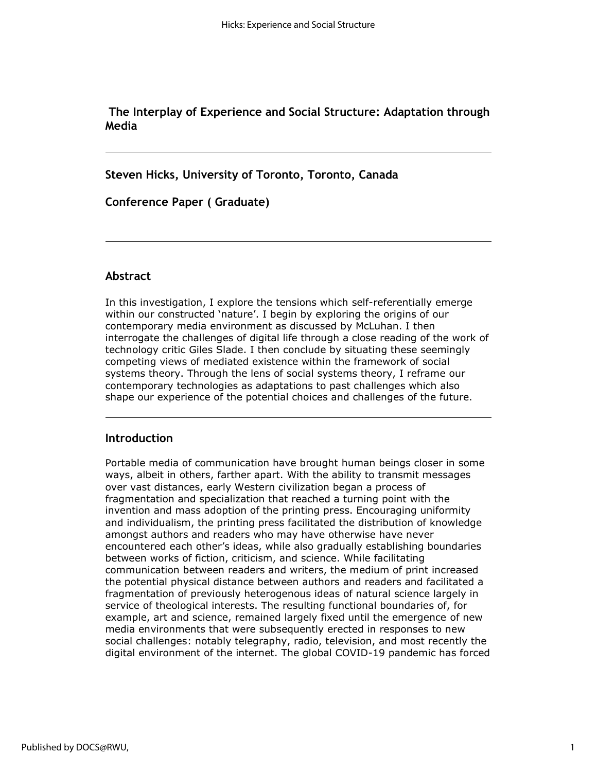## The Interplay of Experience and Social Structure: Adaptation through Media

---

**Steven Hicks, University of Toronto, Toronto, Canada**

**Conference Paper ( Graduate)**

---

### Abstract

In this investigation, I explore the tensions which self-referentially emerge within our constructed 'nature'. I begin by exploring the origins of our contemporary media environment as discussed by McLuhan. I then interrogate the challenges of digital life through a close reading of the work of technology critic Giles Slade. I then conclude by situating these seemingly competing views of mediated existence within the framework of social systems theory. Through the lens of social systems theory, I reframe our contemporary technologies as adaptations to past challenges which also shape our experience of the potential choices and challenges of the future.

---

### Introduction

Portable media of communication have brought human beings closer in some ways, albeit in others, farther apart. With the ability to transmit messages over vast distances, early Western civilization began a process of fragmentation and specialization that reached a turning point with the invention and mass adoption of the printing press. Encouraging uniformity and individualism, the printing press facilitated the distribution of knowledge amongst authors and readers who may have otherwise have never encountered each other's ideas, while also gradually establishing boundaries between works of fiction, criticism, and science. While facilitating communication between readers and writers, the medium of print increased the potential physical distance between authors and readers and facilitated a fragmentation of previously heterogenous ideas of natural science largely in service of theological interests. The resulting functional boundaries of, for example, art and science, remained largely fixed until the emergence of new media environments that were subsequently erected in responses to new social challenges: notably telegraphy, radio, television, and most recently the digital environment of the internet. The global COVID-19 pandemic has forced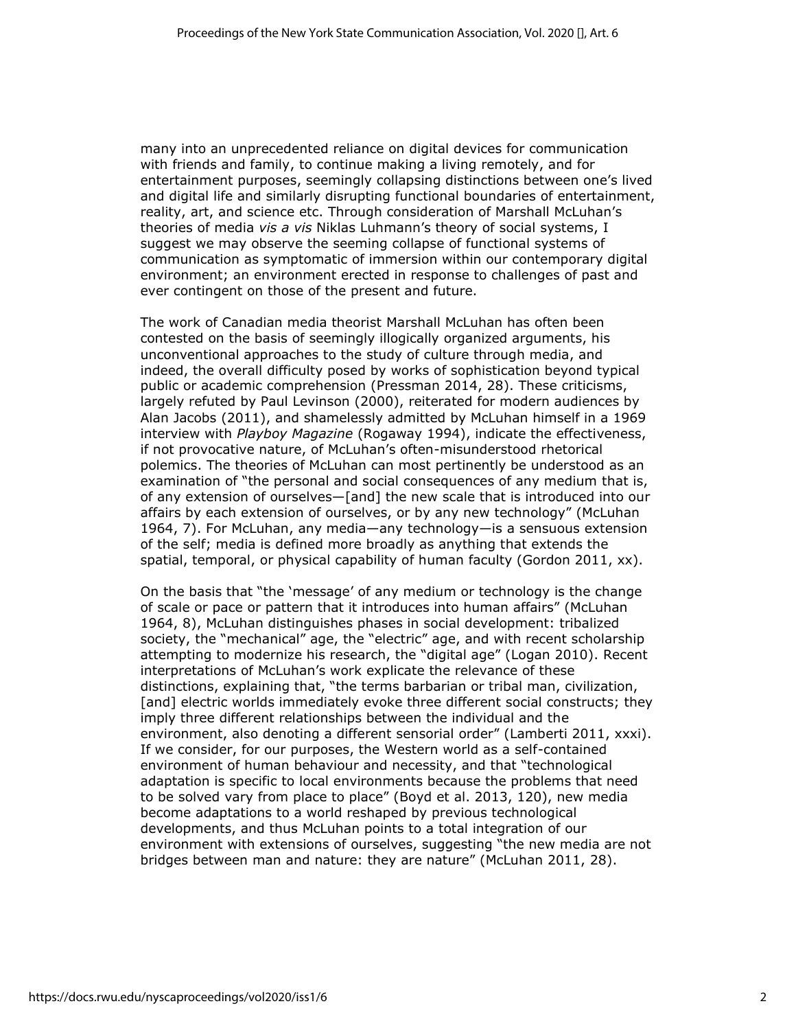many into an unprecedented reliance on digital devices for communication with friends and family, to continue making a living remotely, and for entertainment purposes, seemingly collapsing distinctions between one's lived and digital life and similarly disrupting functional boundaries of entertainment, reality, art, and science etc. Through consideration of Marshall McLuhan's theories of media *vis a vis* Niklas Luhmann's theory of social systems, I suggest we may observe the seeming collapse of functional systems of communication as symptomatic of immersion within our contemporary digital environment; an environment erected in response to challenges of past and ever contingent on those of the present and future.

The work of Canadian media theorist Marshall McLuhan has often been contested on the basis of seemingly illogically organized arguments, his unconventional approaches to the study of culture through media, and indeed, the overall difficulty posed by works of sophistication beyond typical public or academic comprehension (Pressman 2014, 28). These criticisms, largely refuted by Paul Levinson (2000), reiterated for modern audiences by Alan Jacobs (2011), and shamelessly admitted by McLuhan himself in a 1969 interview with *Playboy Magazine* (Rogaway 1994), indicate the effectiveness, if not provocative nature, of McLuhan's often-misunderstood rhetorical polemics. The theories of McLuhan can most pertinently be understood as an examination of "the personal and social consequences of any medium that is, of any extension of ourselves—[and] the new scale that is introduced into our affairs by each extension of ourselves, or by any new technology" (McLuhan 1964, 7). For McLuhan, any media—any technology—is a sensuous extension of the self; media is defined more broadly as anything that extends the spatial, temporal, or physical capability of human faculty (Gordon 2011, xx).

On the basis that "the 'message' of any medium or technology is the change of scale or pace or pattern that it introduces into human affairs" (McLuhan 1964, 8), McLuhan distinguishes phases in social development: tribalized society, the "mechanical" age, the "electric" age, and with recent scholarship attempting to modernize his research, the "digital age" (Logan 2010). Recent interpretations of McLuhan's work explicate the relevance of these distinctions, explaining that, "the terms barbarian or tribal man, civilization, [and] electric worlds immediately evoke three different social constructs; they imply three different relationships between the individual and the environment, also denoting a different sensorial order" (Lamberti 2011, xxxi). If we consider, for our purposes, the Western world as a self-contained environment of human behaviour and necessity, and that "technological adaptation is specific to local environments because the problems that need to be solved vary from place to place" (Boyd et al. 2013, 120), new media become adaptations to a world reshaped by previous technological developments, and thus McLuhan points to a total integration of our environment with extensions of ourselves, suggesting "the new media are not bridges between man and nature: they are nature" (McLuhan 2011, 28).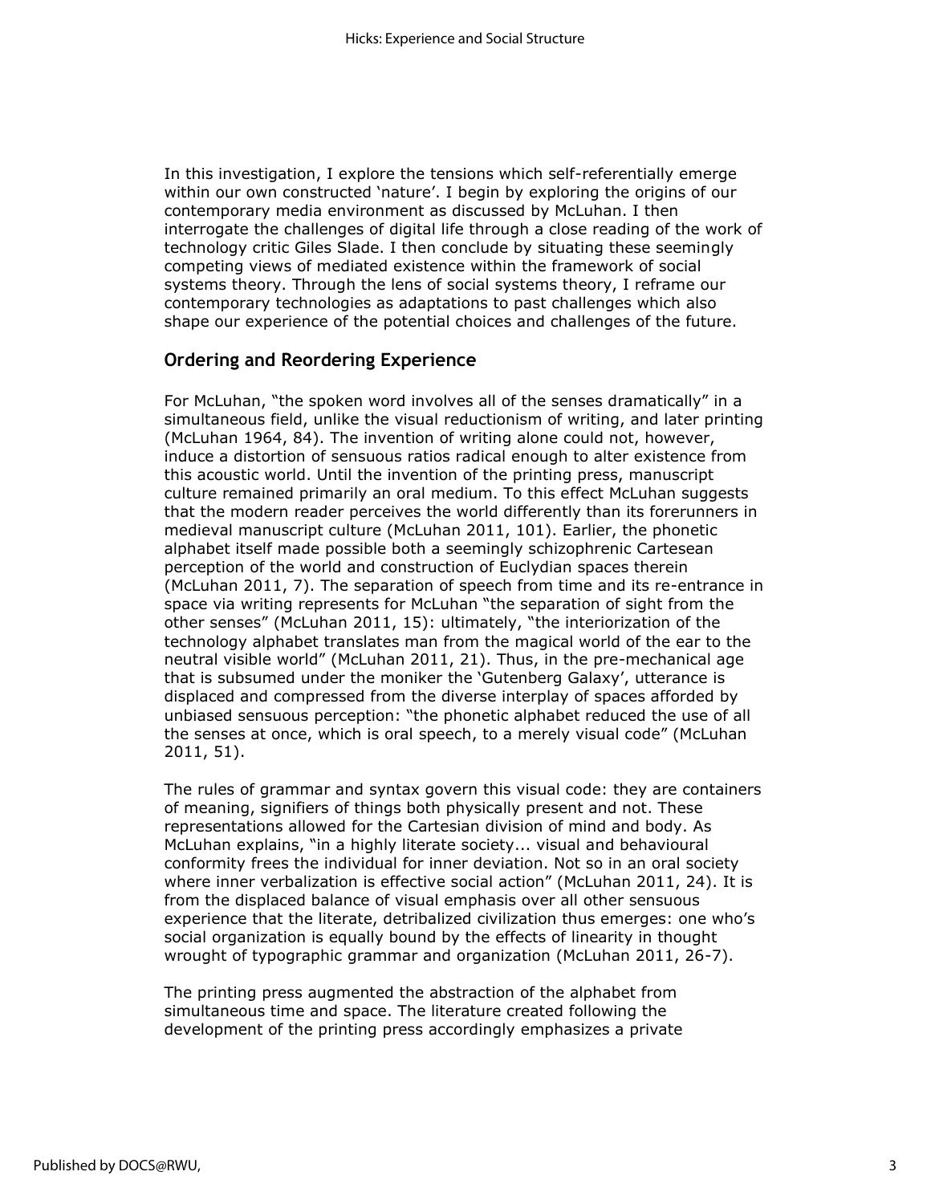In this investigation, I explore the tensions which self-referentially emerge within our own constructed 'nature'. I begin by exploring the origins of our contemporary media environment as discussed by McLuhan. I then interrogate the challenges of digital life through a close reading of the work of technology critic Giles Slade. I then conclude by situating these seemingly competing views of mediated existence within the framework of social systems theory. Through the lens of social systems theory, I reframe our contemporary technologies as adaptations to past challenges which also shape our experience of the potential choices and challenges of the future.

## Ordering and Reordering Experience

For McLuhan, "the spoken word involves all of the senses dramatically" in a simultaneous field, unlike the visual reductionism of writing, and later printing (McLuhan 1964, 84). The invention of writing alone could not, however, induce a distortion of sensuous ratios radical enough to alter existence from this acoustic world. Until the invention of the printing press, manuscript culture remained primarily an oral medium. To this effect McLuhan suggests that the modern reader perceives the world differently than its forerunners in medieval manuscript culture (McLuhan 2011, 101). Earlier, the phonetic alphabet itself made possible both a seemingly schizophrenic Cartesean perception of the world and construction of Euclydian spaces therein (McLuhan 2011, 7). The separation of speech from time and its re-entrance in space via writing represents for McLuhan "the separation of sight from the other senses" (McLuhan 2011, 15): ultimately, "the interiorization of the technology alphabet translates man from the magical world of the ear to the neutral visible world" (McLuhan 2011, 21). Thus, in the pre-mechanical age that is subsumed under the moniker the 'Gutenberg Galaxy', utterance is displaced and compressed from the diverse interplay of spaces afforded by unbiased sensuous perception: "the phonetic alphabet reduced the use of all the senses at once, which is oral speech, to a merely visual code" (McLuhan 2011, 51).

The rules of grammar and syntax govern this visual code: they are containers of meaning, signifiers of things both physically present and not. These representations allowed for the Cartesian division of mind and body. As McLuhan explains, "in a highly literate society... visual and behavioural conformity frees the individual for inner deviation. Not so in an oral society where inner verbalization is effective social action" (McLuhan 2011, 24). It is from the displaced balance of visual emphasis over all other sensuous experience that the literate, detribalized civilization thus emerges: one who's social organization is equally bound by the effects of linearity in thought wrought of typographic grammar and organization (McLuhan 2011, 26-7).

The printing press augmented the abstraction of the alphabet from simultaneous time and space. The literature created following the development of the printing press accordingly emphasizes a private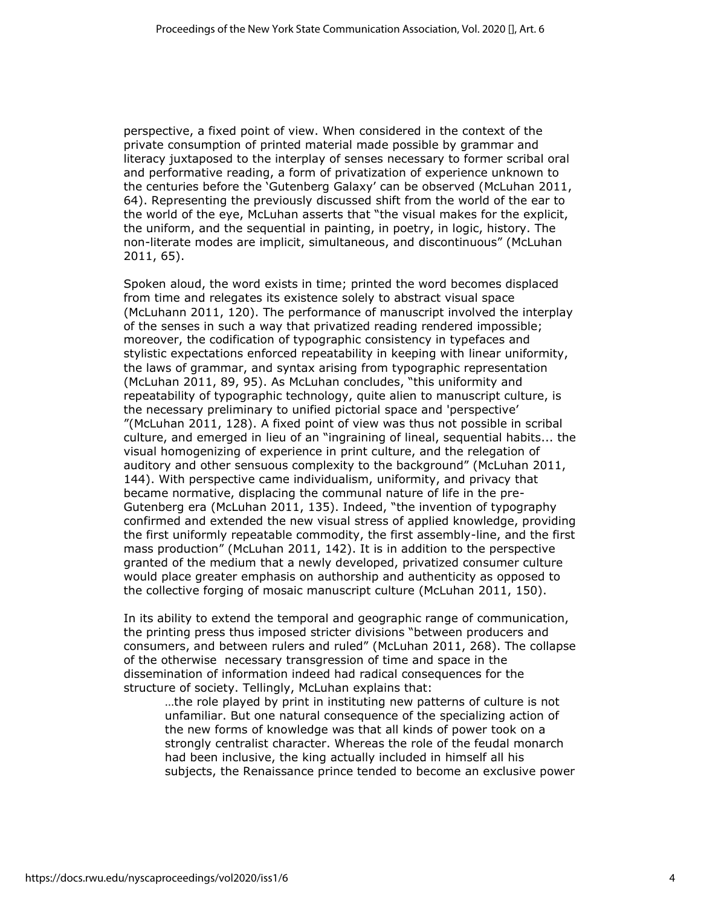perspective, a fixed point of view. When considered in the context of the private consumption of printed material made possible by grammar and literacy juxtaposed to the interplay of senses necessary to former scribal oral and performative reading, a form of privatization of experience unknown to the centuries before the 'Gutenberg Galaxy' can be observed (McLuhan 2011, 64). Representing the previously discussed shift from the world of the ear to the world of the eye, McLuhan asserts that "the visual makes for the explicit, the uniform, and the sequential in painting, in poetry, in logic, history. The non-literate modes are implicit, simultaneous, and discontinuous" (McLuhan 2011, 65).

Spoken aloud, the word exists in time; printed the word becomes displaced from time and relegates its existence solely to abstract visual space (McLuhann 2011, 120). The performance of manuscript involved the interplay of the senses in such a way that privatized reading rendered impossible; moreover, the codification of typographic consistency in typefaces and stylistic expectations enforced repeatability in keeping with linear uniformity, the laws of grammar, and syntax arising from typographic representation (McLuhan 2011, 89, 95). As McLuhan concludes, "this uniformity and repeatability of typographic technology, quite alien to manuscript culture, is the necessary preliminary to unified pictorial space and 'perspective' "(McLuhan 2011, 128). A fixed point of view was thus not possible in scribal culture, and emerged in lieu of an "ingraining of lineal, sequential habits... the visual homogenizing of experience in print culture, and the relegation of auditory and other sensuous complexity to the background" (McLuhan 2011, 144). With perspective came individualism, uniformity, and privacy that became normative, displacing the communal nature of life in the pre-Gutenberg era (McLuhan 2011, 135). Indeed, "the invention of typography confirmed and extended the new visual stress of applied knowledge, providing the first uniformly repeatable commodity, the first assembly-line, and the first mass production" (McLuhan 2011, 142). It is in addition to the perspective granted of the medium that a newly developed, privatized consumer culture would place greater emphasis on authorship and authenticity as opposed to the collective forging of mosaic manuscript culture (McLuhan 2011, 150).

In its ability to extend the temporal and geographic range of communication, the printing press thus imposed stricter divisions "between producers and consumers, and between rulers and ruled" (McLuhan 2011, 268). The collapse of the otherwise necessary transgression of time and space in the dissemination of information indeed had radical consequences for the structure of society. Tellingly, McLuhan explains that:

> …the role played by print in instituting new patterns of culture is not unfamiliar. But one natural consequence of the specializing action of the new forms of knowledge was that all kinds of power took on a strongly centralist character. Whereas the role of the feudal monarch had been inclusive, the king actually included in himself all his subjects, the Renaissance prince tended to become an exclusive power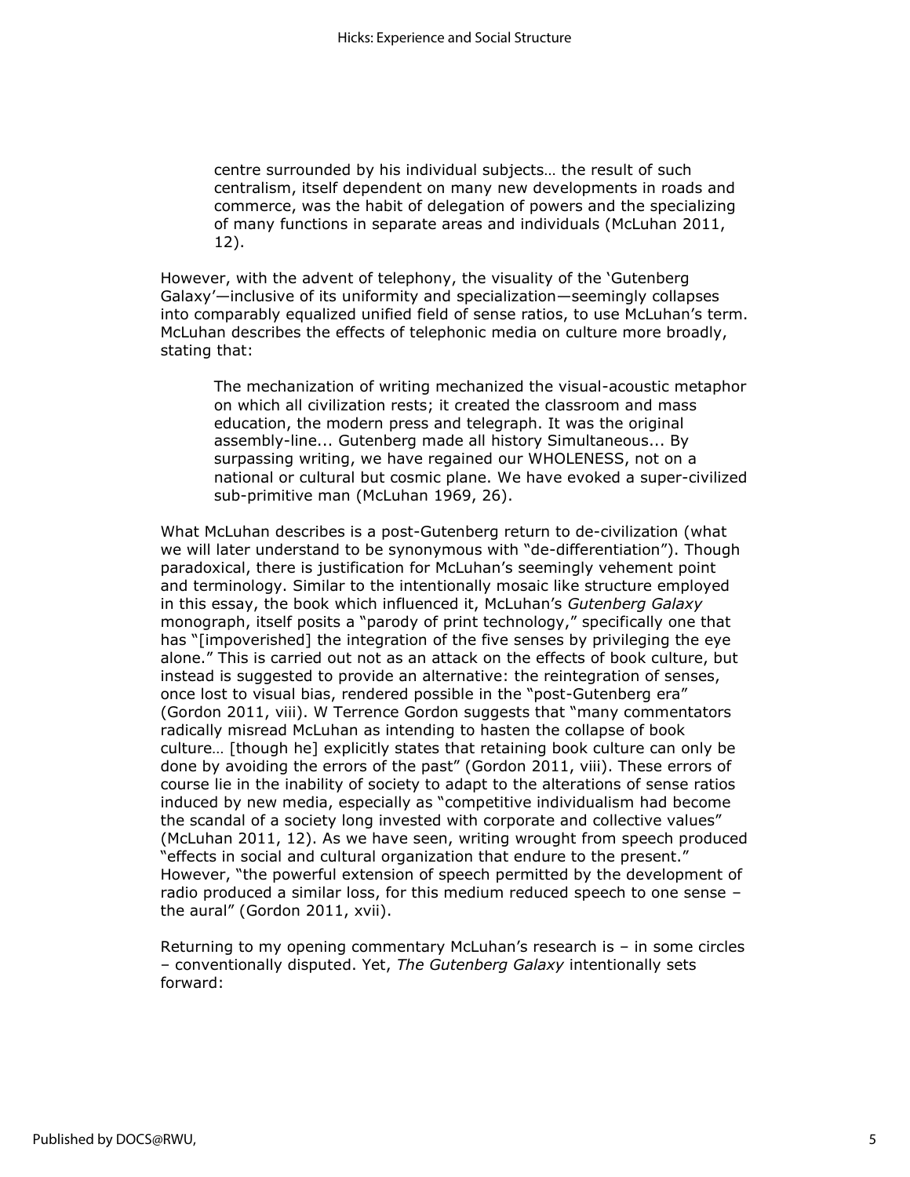> centre surrounded by his individual subjects… the result of such centralism, itself dependent on many new developments in roads and commerce, was the habit of delegation of powers and the specializing of many functions in separate areas and individuals (McLuhan 2011, 12).

However, with the advent of telephony, the visuality of the 'Gutenberg Galaxy'—inclusive of its uniformity and specialization—seemingly collapses into comparably equalized unified field of sense ratios, to use McLuhan's term. McLuhan describes the effects of telephonic media on culture more broadly, stating that:

> The mechanization of writing mechanized the visual-acoustic metaphor on which all civilization rests; it created the classroom and mass education, the modern press and telegraph. It was the original assembly-line... Gutenberg made all history Simultaneous... By surpassing writing, we have regained our WHOLENESS, not on a national or cultural but cosmic plane. We have evoked a super-civilized sub-primitive man (McLuhan 1969, 26).

What McLuhan describes is a post-Gutenberg return to de-civilization (what we will later understand to be synonymous with "de-differentiation"). Though paradoxical, there is justification for McLuhan's seemingly vehement point and terminology. Similar to the intentionally mosaic like structure employed in this essay, the book which influenced it, McLuhan's *Gutenberg Galaxy* monograph, itself posits a "parody of print technology," specifically one that has "[impoverished] the integration of the five senses by privileging the eye alone." This is carried out not as an attack on the effects of book culture, but instead is suggested to provide an alternative: the reintegration of senses, once lost to visual bias, rendered possible in the "post-Gutenberg era" (Gordon 2011, viii). W Terrence Gordon suggests that "many commentators radically misread McLuhan as intending to hasten the collapse of book culture… [though he] explicitly states that retaining book culture can only be done by avoiding the errors of the past" (Gordon 2011, viii). These errors of course lie in the inability of society to adapt to the alterations of sense ratios induced by new media, especially as "competitive individualism had become the scandal of a society long invested with corporate and collective values" (McLuhan 2011, 12). As we have seen, writing wrought from speech produced "effects in social and cultural organization that endure to the present." However, "the powerful extension of speech permitted by the development of radio produced a similar loss, for this medium reduced speech to one sense – the aural" (Gordon 2011, xvii).

Returning to my opening commentary McLuhan's research is – in some circles – conventionally disputed. Yet, *The Gutenberg Galaxy* intentionally sets forward: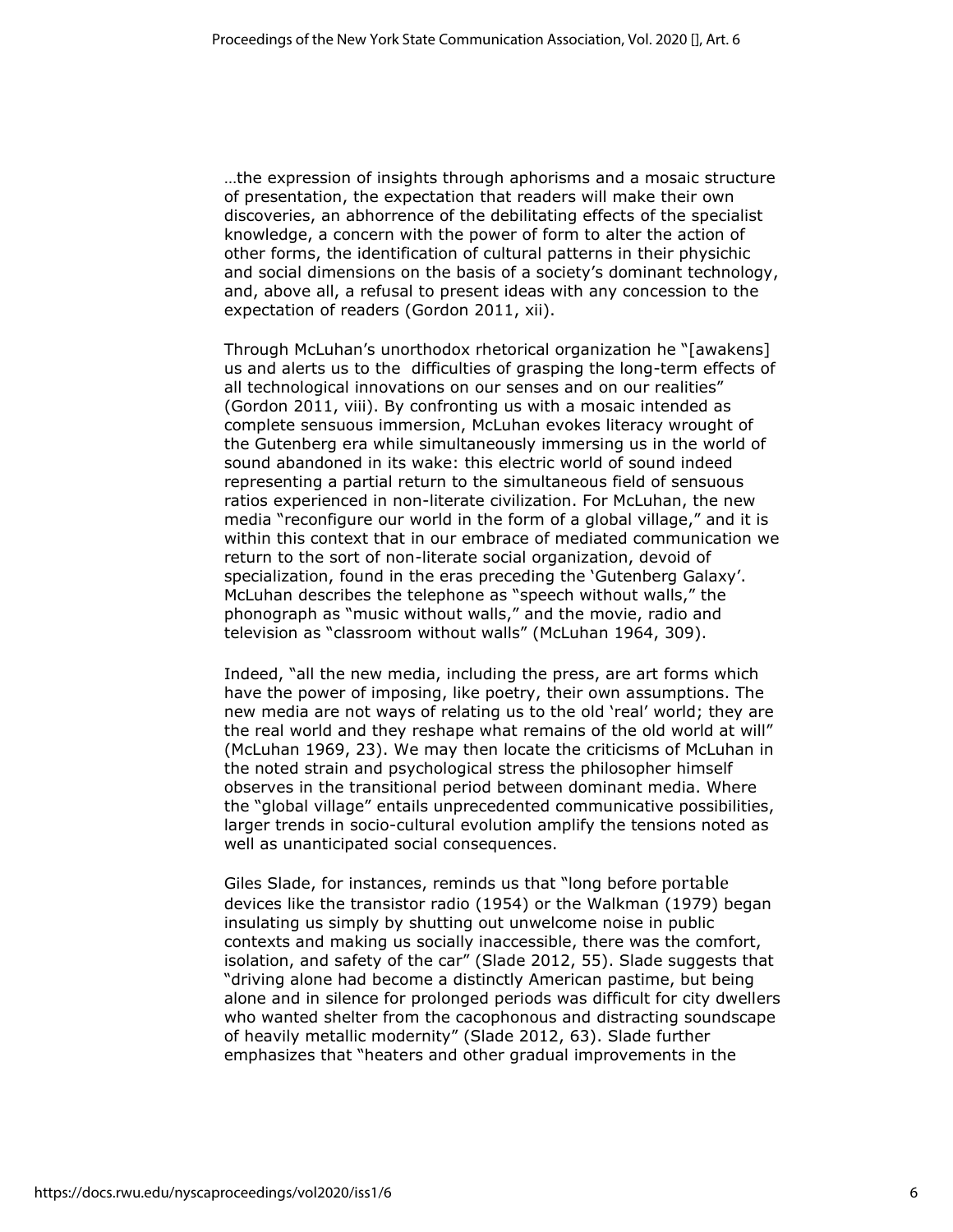…the expression of insights through aphorisms and a mosaic structure of presentation, the expectation that readers will make their own discoveries, an abhorrence of the debilitating effects of the specialist knowledge, a concern with the power of form to alter the action of other forms, the identification of cultural patterns in their physichic and social dimensions on the basis of a society's dominant technology, and, above all, a refusal to present ideas with any concession to the expectation of readers (Gordon 2011, xii).

Through McLuhan's unorthodox rhetorical organization he "[awakens] us and alerts us to the difficulties of grasping the long-term effects of all technological innovations on our senses and on our realities" (Gordon 2011, viii). By confronting us with a mosaic intended as complete sensuous immersion, McLuhan evokes literacy wrought of the Gutenberg era while simultaneously immersing us in the world of sound abandoned in its wake: this electric world of sound indeed representing a partial return to the simultaneous field of sensuous ratios experienced in non-literate civilization. For McLuhan, the new media "reconfigure our world in the form of a global village," and it is within this context that in our embrace of mediated communication we return to the sort of non-literate social organization, devoid of specialization, found in the eras preceding the 'Gutenberg Galaxy'. McLuhan describes the telephone as "speech without walls," the phonograph as "music without walls," and the movie, radio and television as "classroom without walls" (McLuhan 1964, 309).

Indeed, "all the new media, including the press, are art forms which have the power of imposing, like poetry, their own assumptions. The new media are not ways of relating us to the old 'real' world; they are the real world and they reshape what remains of the old world at will" (McLuhan 1969, 23). We may then locate the criticisms of McLuhan in the noted strain and psychological stress the philosopher himself observes in the transitional period between dominant media. Where the "global village" entails unprecedented communicative possibilities, larger trends in socio-cultural evolution amplify the tensions noted as well as unanticipated social consequences.

Giles Slade, for instances, reminds us that "long before portable devices like the transistor radio (1954) or the Walkman (1979) began insulating us simply by shutting out unwelcome noise in public contexts and making us socially inaccessible, there was the comfort, isolation, and safety of the car" (Slade 2012, 55). Slade suggests that "driving alone had become a distinctly American pastime, but being alone and in silence for prolonged periods was difficult for city dwellers who wanted shelter from the cacophonous and distracting soundscape of heavily metallic modernity" (Slade 2012, 63). Slade further emphasizes that "heaters and other gradual improvements in the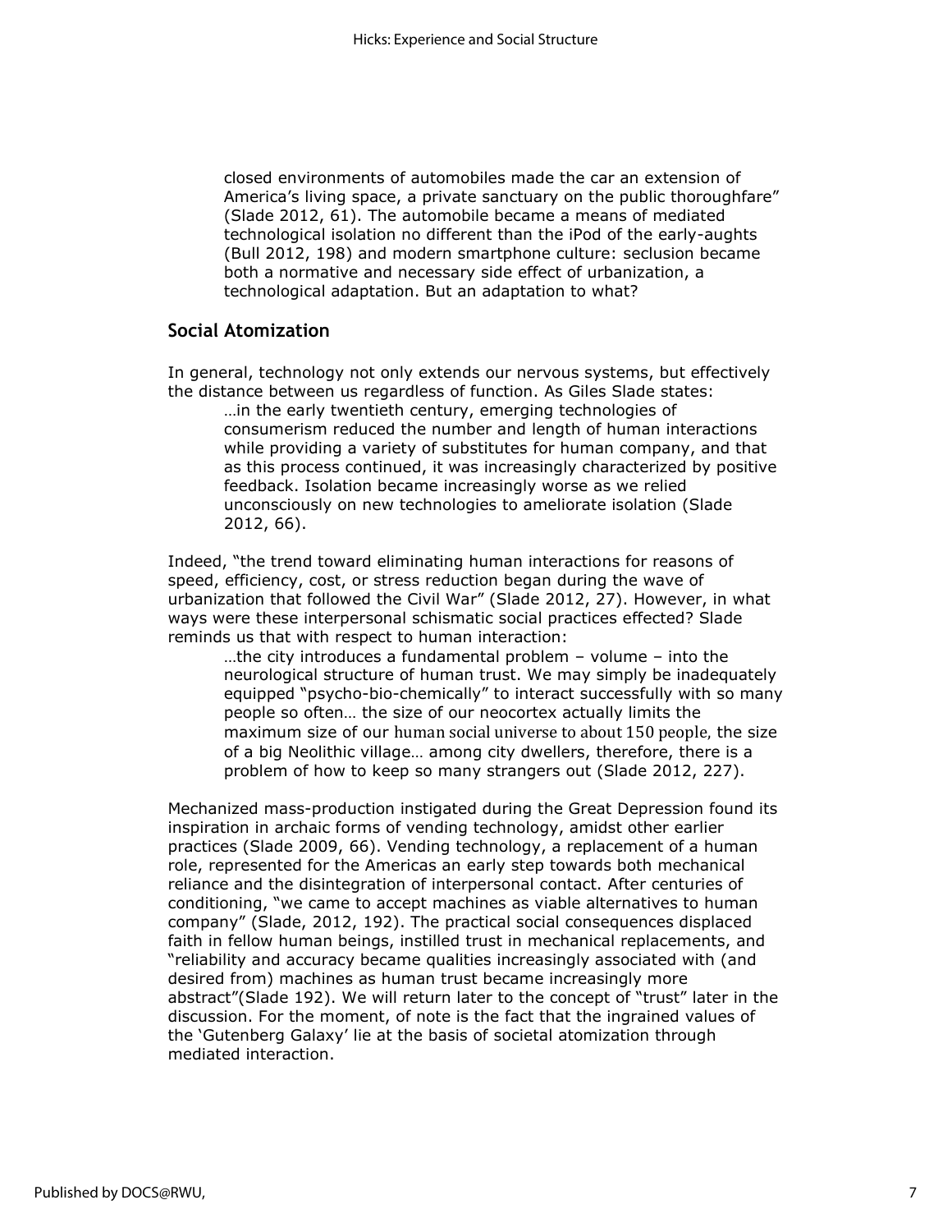closed environments of automobiles made the car an extension of America's living space, a private sanctuary on the public thoroughfare" (Slade 2012, 61). The automobile became a means of mediated technological isolation no different than the iPod of the early-aughts (Bull 2012, 198) and modern smartphone culture: seclusion became both a normative and necessary side effect of urbanization, a technological adaptation. But an adaptation to what?

## Social Atomization

In general, technology not only extends our nervous systems, but effectively the distance between us regardless of function. As Giles Slade states:

> …in the early twentieth century, emerging technologies of consumerism reduced the number and length of human interactions while providing a variety of substitutes for human company, and that as this process continued, it was increasingly characterized by positive feedback. Isolation became increasingly worse as we relied unconsciously on new technologies to ameliorate isolation (Slade 2012, 66).

Indeed, "the trend toward eliminating human interactions for reasons of speed, efficiency, cost, or stress reduction began during the wave of urbanization that followed the Civil War" (Slade 2012, 27). However, in what ways were these interpersonal schismatic social practices effected? Slade reminds us that with respect to human interaction:

> …the city introduces a fundamental problem – volume – into the neurological structure of human trust. We may simply be inadequately equipped "psycho-bio-chemically" to interact successfully with so many people so often… the size of our neocortex actually limits the maximum size of our human social universe to about 150 people, the size of a big Neolithic village… among city dwellers, therefore, there is a problem of how to keep so many strangers out (Slade 2012, 227).

Mechanized mass-production instigated during the Great Depression found its inspiration in archaic forms of vending technology, amidst other earlier practices (Slade 2009, 66). Vending technology, a replacement of a human role, represented for the Americas an early step towards both mechanical reliance and the disintegration of interpersonal contact. After centuries of conditioning, "we came to accept machines as viable alternatives to human company" (Slade, 2012, 192). The practical social consequences displaced faith in fellow human beings, instilled trust in mechanical replacements, and "reliability and accuracy became qualities increasingly associated with (and desired from) machines as human trust became increasingly more abstract"(Slade 192). We will return later to the concept of "trust" later in the discussion. For the moment, of note is the fact that the ingrained values of the 'Gutenberg Galaxy' lie at the basis of societal atomization through mediated interaction.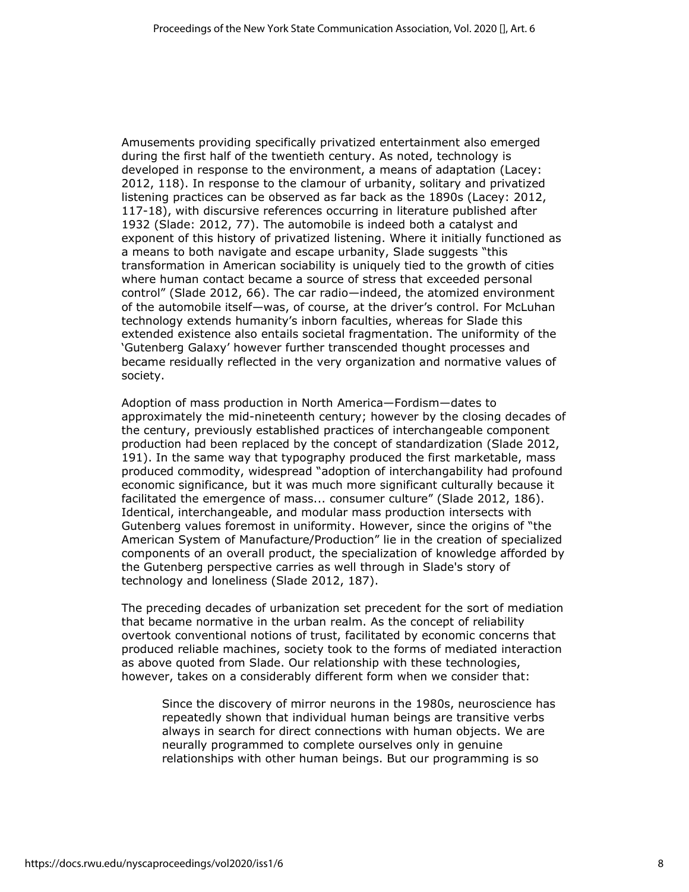Amusements providing specifically privatized entertainment also emerged during the first half of the twentieth century. As noted, technology is developed in response to the environment, a means of adaptation (Lacey: 2012, 118). In response to the clamour of urbanity, solitary and privatized listening practices can be observed as far back as the 1890s (Lacey: 2012, 117-18), with discursive references occurring in literature published after 1932 (Slade: 2012, 77). The automobile is indeed both a catalyst and exponent of this history of privatized listening. Where it initially functioned as a means to both navigate and escape urbanity, Slade suggests "this transformation in American sociability is uniquely tied to the growth of cities where human contact became a source of stress that exceeded personal control" (Slade 2012, 66). The car radio—indeed, the atomized environment of the automobile itself—was, of course, at the driver's control. For McLuhan technology extends humanity's inborn faculties, whereas for Slade this extended existence also entails societal fragmentation. The uniformity of the 'Gutenberg Galaxy' however further transcended thought processes and became residually reflected in the very organization and normative values of society.

Adoption of mass production in North America—Fordism—dates to approximately the mid-nineteenth century; however by the closing decades of the century, previously established practices of interchangeable component production had been replaced by the concept of standardization (Slade 2012, 191). In the same way that typography produced the first marketable, mass produced commodity, widespread "adoption of interchangability had profound economic significance, but it was much more significant culturally because it facilitated the emergence of mass... consumer culture" (Slade 2012, 186). Identical, interchangeable, and modular mass production intersects with Gutenberg values foremost in uniformity. However, since the origins of "the American System of Manufacture/Production" lie in the creation of specialized components of an overall product, the specialization of knowledge afforded by the Gutenberg perspective carries as well through in Slade's story of technology and loneliness (Slade 2012, 187).

The preceding decades of urbanization set precedent for the sort of mediation that became normative in the urban realm. As the concept of reliability overtook conventional notions of trust, facilitated by economic concerns that produced reliable machines, society took to the forms of mediated interaction as above quoted from Slade. Our relationship with these technologies, however, takes on a considerably different form when we consider that:

> Since the discovery of mirror neurons in the 1980s, neuroscience has repeatedly shown that individual human beings are transitive verbs always in search for direct connections with human objects. We are neurally programmed to complete ourselves only in genuine relationships with other human beings. But our programming is so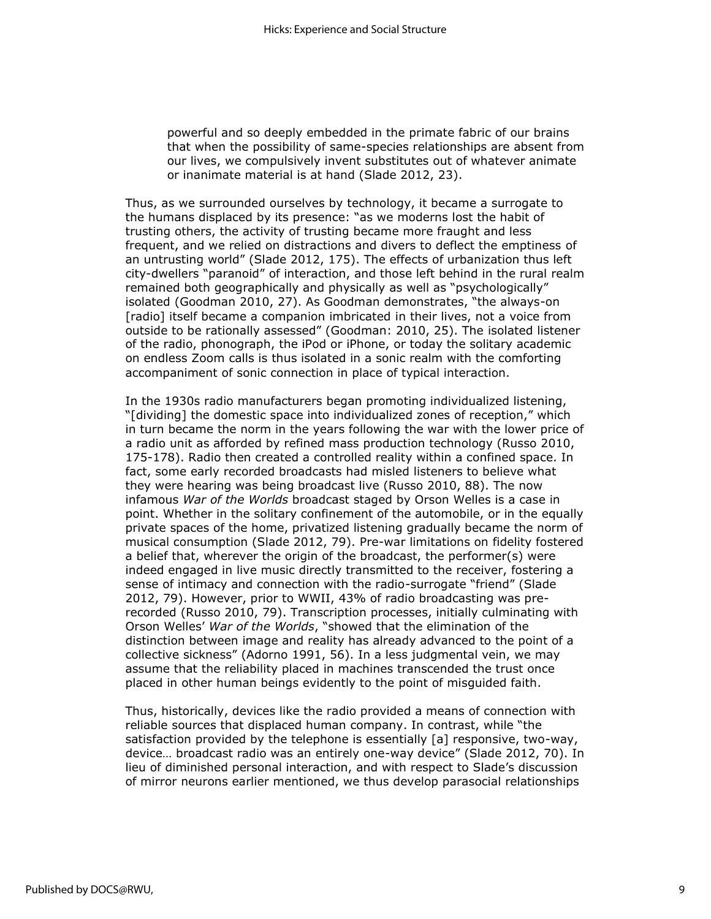> powerful and so deeply embedded in the primate fabric of our brains that when the possibility of same-species relationships are absent from our lives, we compulsively invent substitutes out of whatever animate or inanimate material is at hand (Slade 2012, 23).

Thus, as we surrounded ourselves by technology, it became a surrogate to the humans displaced by its presence: "as we moderns lost the habit of trusting others, the activity of trusting became more fraught and less frequent, and we relied on distractions and divers to deflect the emptiness of an untrusting world" (Slade 2012, 175). The effects of urbanization thus left city-dwellers "paranoid" of interaction, and those left behind in the rural realm remained both geographically and physically as well as "psychologically" isolated (Goodman 2010, 27). As Goodman demonstrates, "the always-on [radio] itself became a companion imbricated in their lives, not a voice from outside to be rationally assessed" (Goodman: 2010, 25). The isolated listener of the radio, phonograph, the iPod or iPhone, or today the solitary academic on endless Zoom calls is thus isolated in a sonic realm with the comforting accompaniment of sonic connection in place of typical interaction.

In the 1930s radio manufacturers began promoting individualized listening, "[dividing] the domestic space into individualized zones of reception," which in turn became the norm in the years following the war with the lower price of a radio unit as afforded by refined mass production technology (Russo 2010, 175-178). Radio then created a controlled reality within a confined space. In fact, some early recorded broadcasts had misled listeners to believe what they were hearing was being broadcast live (Russo 2010, 88). The now infamous *War of the Worlds* broadcast staged by Orson Welles is a case in point. Whether in the solitary confinement of the automobile, or in the equally private spaces of the home, privatized listening gradually became the norm of musical consumption (Slade 2012, 79). Pre-war limitations on fidelity fostered a belief that, wherever the origin of the broadcast, the performer(s) were indeed engaged in live music directly transmitted to the receiver, fostering a sense of intimacy and connection with the radio-surrogate "friend" (Slade 2012, 79). However, prior to WWII, 43% of radio broadcasting was pre-recorded (Russo 2010, 79). Transcription processes, initially culminating with Orson Welles' *War of the Worlds*, "showed that the elimination of the distinction between image and reality has already advanced to the point of a collective sickness" (Adorno 1991, 56). In a less judgmental vein, we may assume that the reliability placed in machines transcended the trust once placed in other human beings evidently to the point of misguided faith.

Thus, historically, devices like the radio provided a means of connection with reliable sources that displaced human company. In contrast, while "the satisfaction provided by the telephone is essentially [a] responsive, two-way, device… broadcast radio was an entirely one-way device" (Slade 2012, 70). In lieu of diminished personal interaction, and with respect to Slade's discussion of mirror neurons earlier mentioned, we thus develop parasocial relationships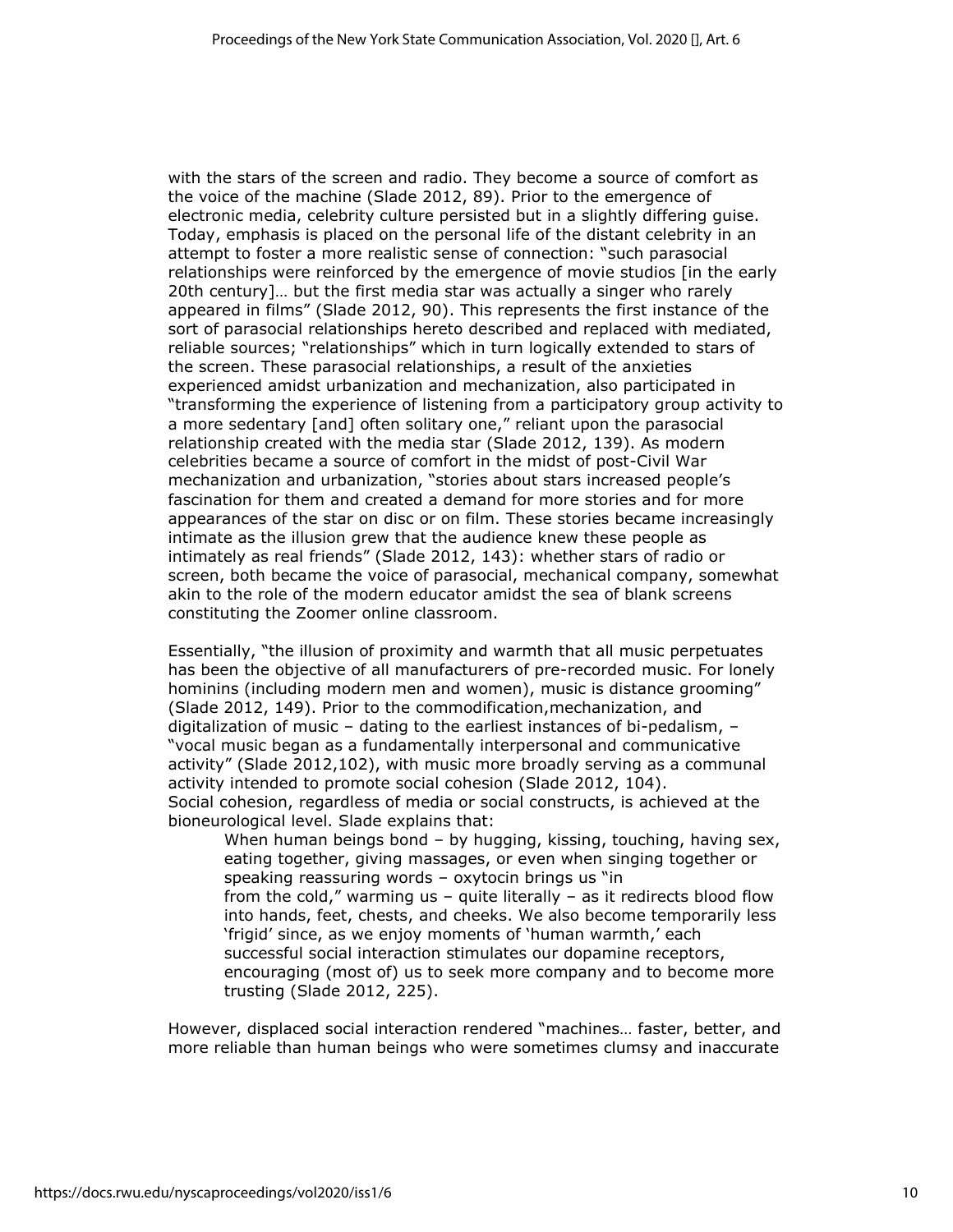with the stars of the screen and radio. They become a source of comfort as the voice of the machine (Slade 2012, 89). Prior to the emergence of electronic media, celebrity culture persisted but in a slightly differing guise. Today, emphasis is placed on the personal life of the distant celebrity in an attempt to foster a more realistic sense of connection: "such parasocial relationships were reinforced by the emergence of movie studios [in the early 20th century]… but the first media star was actually a singer who rarely appeared in films" (Slade 2012, 90). This represents the first instance of the sort of parasocial relationships hereto described and replaced with mediated, reliable sources; "relationships" which in turn logically extended to stars of the screen. These parasocial relationships, a result of the anxieties experienced amidst urbanization and mechanization, also participated in "transforming the experience of listening from a participatory group activity to a more sedentary [and] often solitary one," reliant upon the parasocial relationship created with the media star (Slade 2012, 139). As modern celebrities became a source of comfort in the midst of post-Civil War mechanization and urbanization, "stories about stars increased people's fascination for them and created a demand for more stories and for more appearances of the star on disc or on film. These stories became increasingly intimate as the illusion grew that the audience knew these people as intimately as real friends" (Slade 2012, 143): whether stars of radio or screen, both became the voice of parasocial, mechanical company, somewhat akin to the role of the modern educator amidst the sea of blank screens constituting the Zoomer online classroom.

Essentially, "the illusion of proximity and warmth that all music perpetuates has been the objective of all manufacturers of pre-recorded music. For lonely hominins (including modern men and women), music is distance grooming" (Slade 2012, 149). Prior to the commodification,mechanization, and digitalization of music – dating to the earliest instances of bi-pedalism, – "vocal music began as a fundamentally interpersonal and communicative activity" (Slade 2012,102), with music more broadly serving as a communal activity intended to promote social cohesion (Slade 2012, 104). Social cohesion, regardless of media or social constructs, is achieved at the bioneurological level. Slade explains that:

> When human beings bond – by hugging, kissing, touching, having sex, eating together, giving massages, or even when singing together or speaking reassuring words – oxytocin brings us "in from the cold," warming us – quite literally – as it redirects blood flow into hands, feet, chests, and cheeks. We also become temporarily less 'frigid' since, as we enjoy moments of 'human warmth,' each successful social interaction stimulates our dopamine receptors, encouraging (most of) us to seek more company and to become more trusting (Slade 2012, 225).

However, displaced social interaction rendered "machines… faster, better, and more reliable than human beings who were sometimes clumsy and inaccurate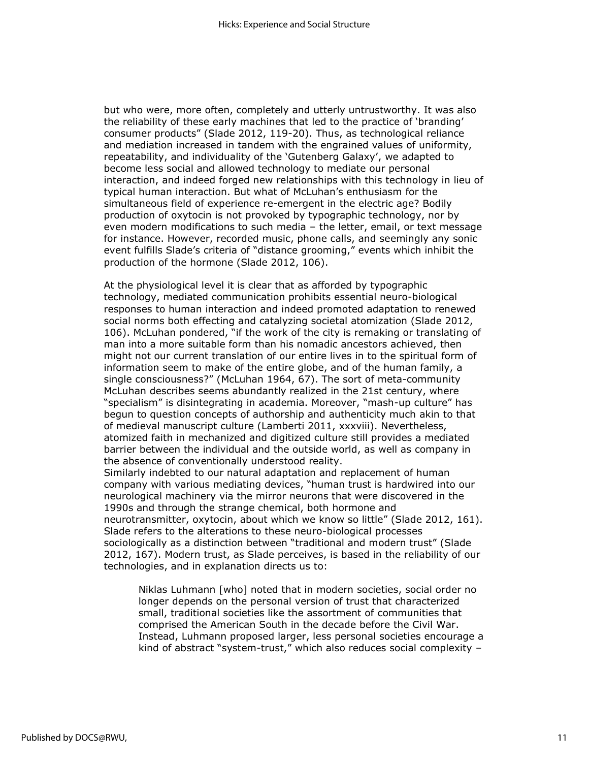but who were, more often, completely and utterly untrustworthy. It was also the reliability of these early machines that led to the practice of 'branding' consumer products" (Slade 2012, 119-20). Thus, as technological reliance and mediation increased in tandem with the engrained values of uniformity, repeatability, and individuality of the 'Gutenberg Galaxy', we adapted to become less social and allowed technology to mediate our personal interaction, and indeed forged new relationships with this technology in lieu of typical human interaction. But what of McLuhan's enthusiasm for the simultaneous field of experience re-emergent in the electric age? Bodily production of oxytocin is not provoked by typographic technology, nor by even modern modifications to such media – the letter, email, or text message for instance. However, recorded music, phone calls, and seemingly any sonic event fulfills Slade's criteria of "distance grooming," events which inhibit the production of the hormone (Slade 2012, 106).

At the physiological level it is clear that as afforded by typographic technology, mediated communication prohibits essential neuro-biological responses to human interaction and indeed promoted adaptation to renewed social norms both effecting and catalyzing societal atomization (Slade 2012, 106). McLuhan pondered, "if the work of the city is remaking or translating of man into a more suitable form than his nomadic ancestors achieved, then might not our current translation of our entire lives in to the spiritual form of information seem to make of the entire globe, and of the human family, a single consciousness?" (McLuhan 1964, 67). The sort of meta-community McLuhan describes seems abundantly realized in the 21st century, where "specialism" is disintegrating in academia. Moreover, "mash-up culture" has begun to question concepts of authorship and authenticity much akin to that of medieval manuscript culture (Lamberti 2011, xxxviii). Nevertheless, atomized faith in mechanized and digitized culture still provides a mediated barrier between the individual and the outside world, as well as company in the absence of conventionally understood reality.

Similarly indebted to our natural adaptation and replacement of human company with various mediating devices, "human trust is hardwired into our neurological machinery via the mirror neurons that were discovered in the 1990s and through the strange chemical, both hormone and neurotransmitter, oxytocin, about which we know so little" (Slade 2012, 161). Slade refers to the alterations to these neuro-biological processes sociologically as a distinction between "traditional and modern trust" (Slade 2012, 167). Modern trust, as Slade perceives, is based in the reliability of our technologies, and in explanation directs us to:

> Niklas Luhmann [who] noted that in modern societies, social order no longer depends on the personal version of trust that characterized small, traditional societies like the assortment of communities that comprised the American South in the decade before the Civil War. Instead, Luhmann proposed larger, less personal societies encourage a kind of abstract "system-trust," which also reduces social complexity –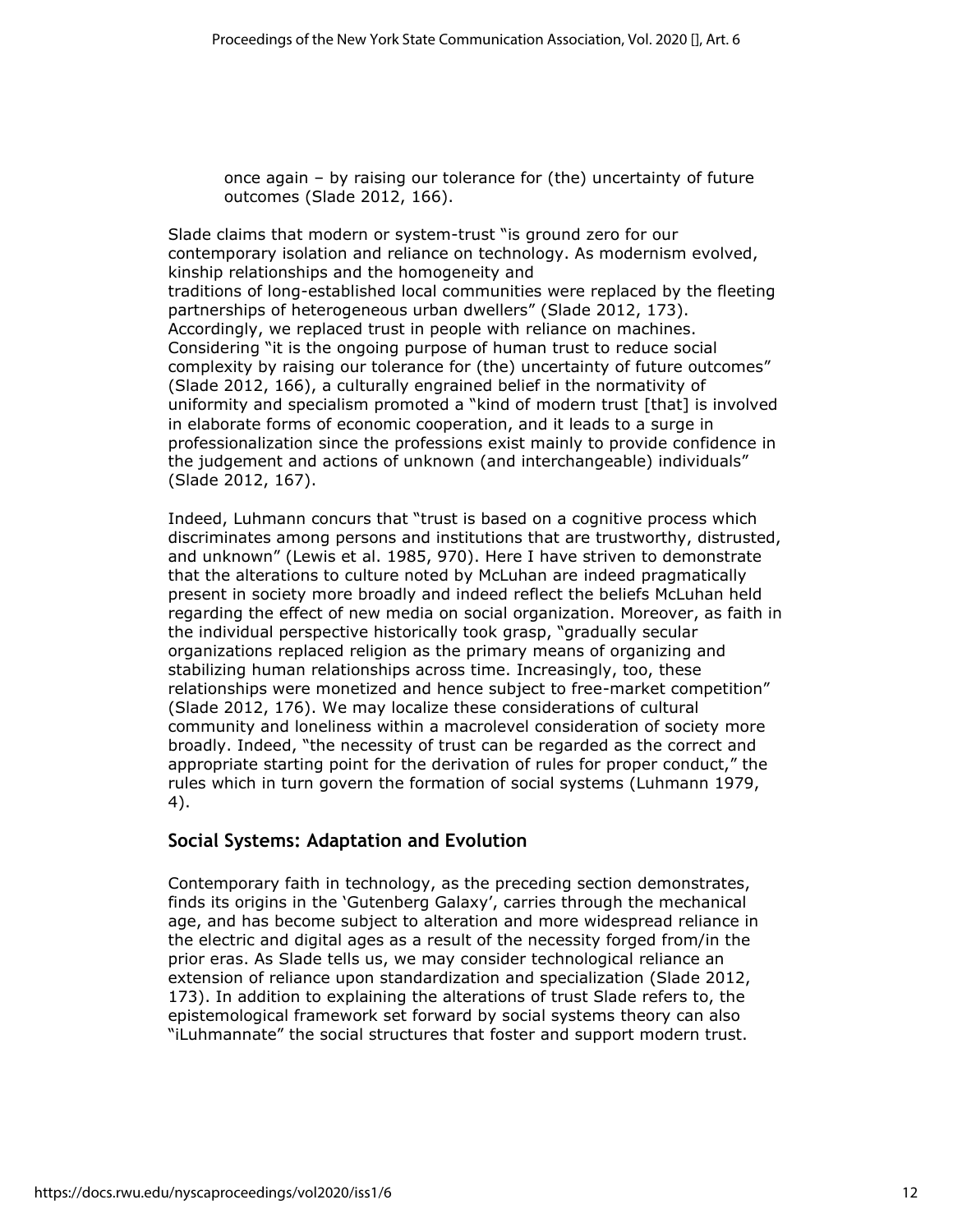> once again – by raising our tolerance for (the) uncertainty of future outcomes (Slade 2012, 166).

Slade claims that modern or system-trust "is ground zero for our contemporary isolation and reliance on technology. As modernism evolved, kinship relationships and the homogeneity and traditions of long-established local communities were replaced by the fleeting partnerships of heterogeneous urban dwellers" (Slade 2012, 173). Accordingly, we replaced trust in people with reliance on machines. Considering "it is the ongoing purpose of human trust to reduce social complexity by raising our tolerance for (the) uncertainty of future outcomes" (Slade 2012, 166), a culturally engrained belief in the normativity of uniformity and specialism promoted a "kind of modern trust [that] is involved in elaborate forms of economic cooperation, and it leads to a surge in professionalization since the professions exist mainly to provide confidence in the judgement and actions of unknown (and interchangeable) individuals" (Slade 2012, 167).

Indeed, Luhmann concurs that "trust is based on a cognitive process which discriminates among persons and institutions that are trustworthy, distrusted, and unknown" (Lewis et al. 1985, 970). Here I have striven to demonstrate that the alterations to culture noted by McLuhan are indeed pragmatically present in society more broadly and indeed reflect the beliefs McLuhan held regarding the effect of new media on social organization. Moreover, as faith in the individual perspective historically took grasp, "gradually secular organizations replaced religion as the primary means of organizing and stabilizing human relationships across time. Increasingly, too, these relationships were monetized and hence subject to free-market competition" (Slade 2012, 176). We may localize these considerations of cultural community and loneliness within a macrolevel consideration of society more broadly. Indeed, "the necessity of trust can be regarded as the correct and appropriate starting point for the derivation of rules for proper conduct," the rules which in turn govern the formation of social systems (Luhmann 1979, 4).

## Social Systems: Adaptation and Evolution

Contemporary faith in technology, as the preceding section demonstrates, finds its origins in the 'Gutenberg Galaxy', carries through the mechanical age, and has become subject to alteration and more widespread reliance in the electric and digital ages as a result of the necessity forged from/in the prior eras. As Slade tells us, we may consider technological reliance an extension of reliance upon standardization and specialization (Slade 2012, 173). In addition to explaining the alterations of trust Slade refers to, the epistemological framework set forward by social systems theory can also "iLuhmannate" the social structures that foster and support modern trust.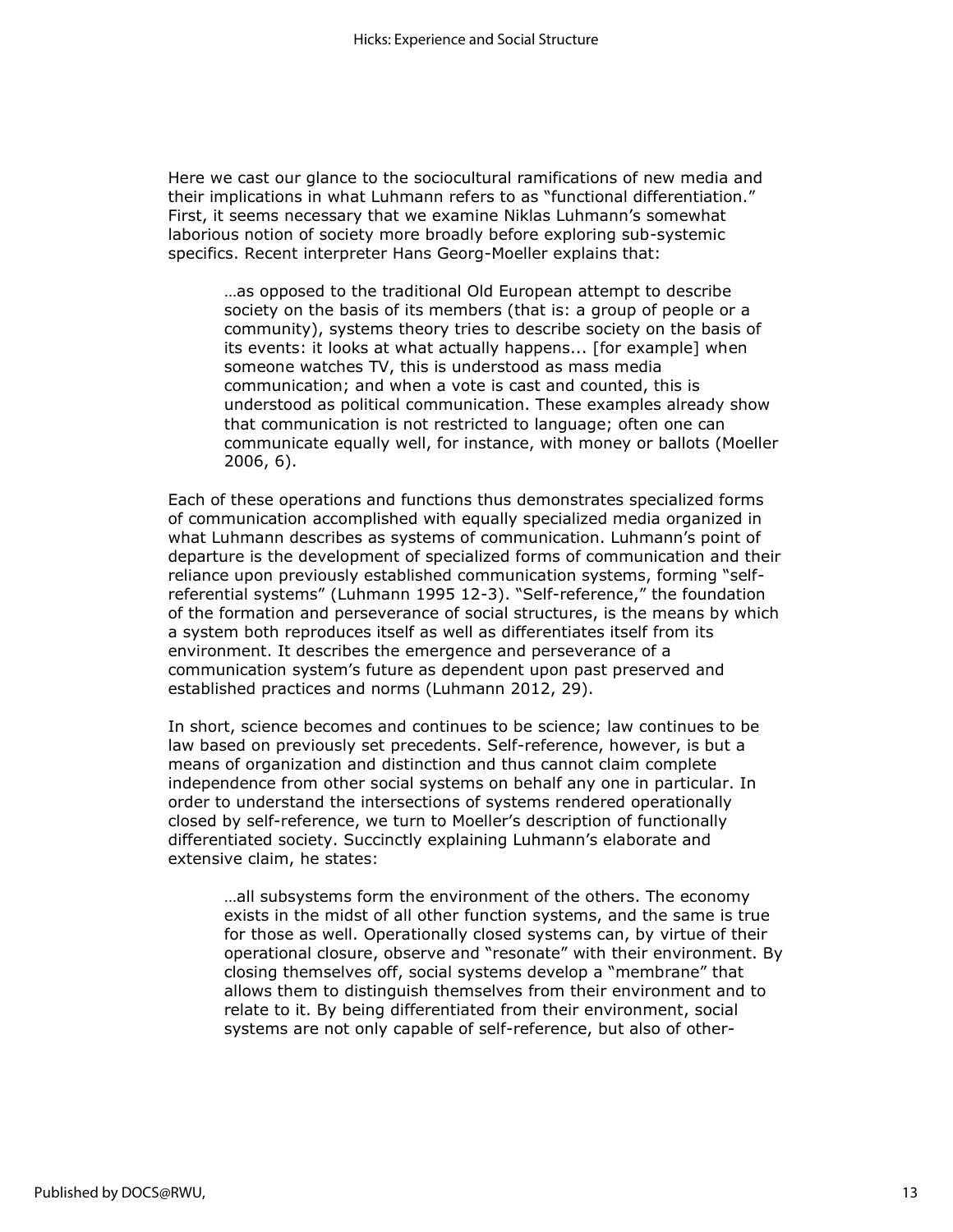Here we cast our glance to the sociocultural ramifications of new media and their implications in what Luhmann refers to as "functional differentiation." First, it seems necessary that we examine Niklas Luhmann's somewhat laborious notion of society more broadly before exploring sub-systemic specifics. Recent interpreter Hans Georg-Moeller explains that:

> …as opposed to the traditional Old European attempt to describe society on the basis of its members (that is: a group of people or a community), systems theory tries to describe society on the basis of its events: it looks at what actually happens... [for example] when someone watches TV, this is understood as mass media communication; and when a vote is cast and counted, this is understood as political communication. These examples already show that communication is not restricted to language; often one can communicate equally well, for instance, with money or ballots (Moeller 2006, 6).

Each of these operations and functions thus demonstrates specialized forms of communication accomplished with equally specialized media organized in what Luhmann describes as systems of communication. Luhmann's point of departure is the development of specialized forms of communication and their reliance upon previously established communication systems, forming "self-referential systems" (Luhmann 1995 12-3). "Self-reference," the foundation of the formation and perseverance of social structures, is the means by which a system both reproduces itself as well as differentiates itself from its environment. It describes the emergence and perseverance of a communication system's future as dependent upon past preserved and established practices and norms (Luhmann 2012, 29).

In short, science becomes and continues to be science; law continues to be law based on previously set precedents. Self-reference, however, is but a means of organization and distinction and thus cannot claim complete independence from other social systems on behalf any one in particular. In order to understand the intersections of systems rendered operationally closed by self-reference, we turn to Moeller's description of functionally differentiated society. Succinctly explaining Luhmann's elaborate and extensive claim, he states:

> …all subsystems form the environment of the others. The economy exists in the midst of all other function systems, and the same is true for those as well. Operationally closed systems can, by virtue of their operational closure, observe and "resonate" with their environment. By closing themselves off, social systems develop a "membrane" that allows them to distinguish themselves from their environment and to relate to it. By being differentiated from their environment, social systems are not only capable of self-reference, but also of other-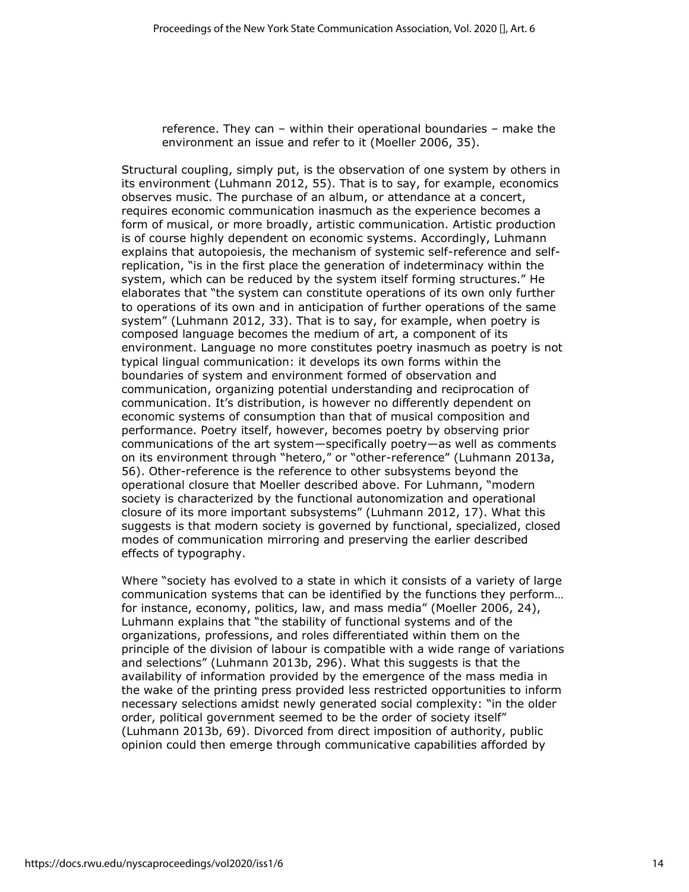> reference. They can – within their operational boundaries – make the environment an issue and refer to it (Moeller 2006, 35).

Structural coupling, simply put, is the observation of one system by others in its environment (Luhmann 2012, 55). That is to say, for example, economics observes music. The purchase of an album, or attendance at a concert, requires economic communication inasmuch as the experience becomes a form of musical, or more broadly, artistic communication. Artistic production is of course highly dependent on economic systems. Accordingly, Luhmann explains that autopoiesis, the mechanism of systemic self-reference and self-replication, "is in the first place the generation of indeterminacy within the system, which can be reduced by the system itself forming structures." He elaborates that "the system can constitute operations of its own only further to operations of its own and in anticipation of further operations of the same system" (Luhmann 2012, 33). That is to say, for example, when poetry is composed language becomes the medium of art, a component of its environment. Language no more constitutes poetry inasmuch as poetry is not typical lingual communication: it develops its own forms within the boundaries of system and environment formed of observation and communication, organizing potential understanding and reciprocation of communication. It's distribution, is however no differently dependent on economic systems of consumption than that of musical composition and performance. Poetry itself, however, becomes poetry by observing prior communications of the art system—specifically poetry—as well as comments on its environment through "hetero," or "other-reference" (Luhmann 2013a, 56). Other-reference is the reference to other subsystems beyond the operational closure that Moeller described above. For Luhmann, "modern society is characterized by the functional autonomization and operational closure of its more important subsystems" (Luhmann 2012, 17). What this suggests is that modern society is governed by functional, specialized, closed modes of communication mirroring and preserving the earlier described effects of typography.

Where "society has evolved to a state in which it consists of a variety of large communication systems that can be identified by the functions they perform… for instance, economy, politics, law, and mass media" (Moeller 2006, 24), Luhmann explains that "the stability of functional systems and of the organizations, professions, and roles differentiated within them on the principle of the division of labour is compatible with a wide range of variations and selections" (Luhmann 2013b, 296). What this suggests is that the availability of information provided by the emergence of the mass media in the wake of the printing press provided less restricted opportunities to inform necessary selections amidst newly generated social complexity: "in the older order, political government seemed to be the order of society itself" (Luhmann 2013b, 69). Divorced from direct imposition of authority, public opinion could then emerge through communicative capabilities afforded by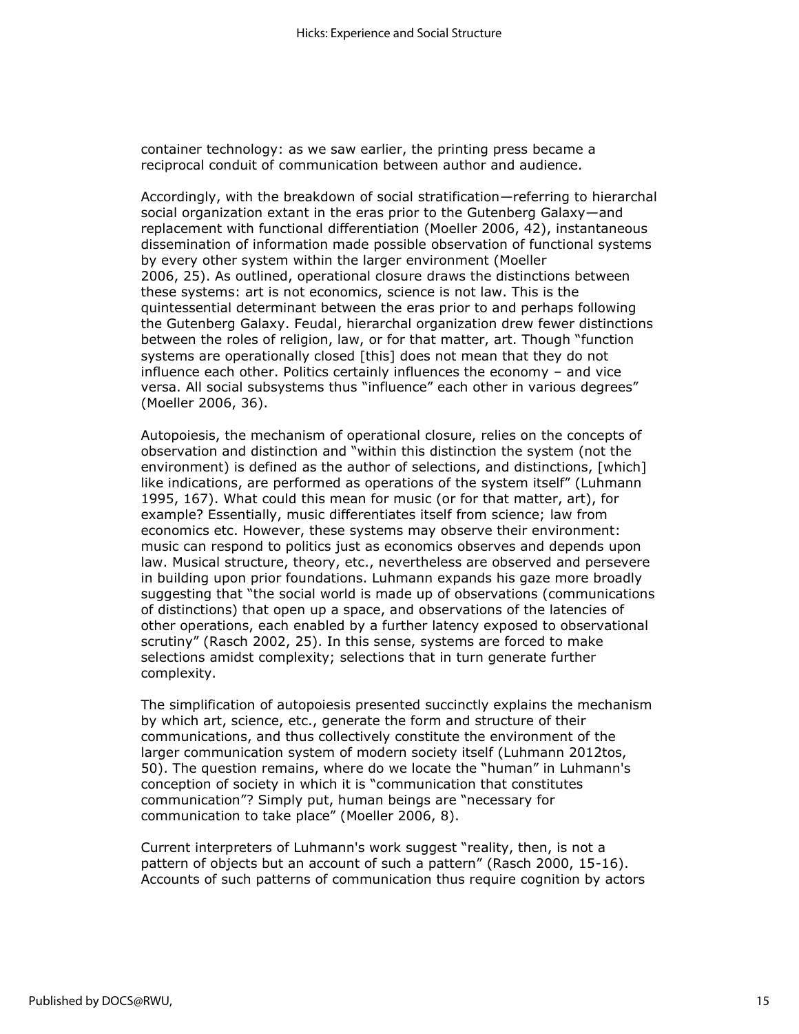container technology: as we saw earlier, the printing press became a reciprocal conduit of communication between author and audience.

Accordingly, with the breakdown of social stratification—referring to hierarchal social organization extant in the eras prior to the Gutenberg Galaxy—and replacement with functional differentiation (Moeller 2006, 42), instantaneous dissemination of information made possible observation of functional systems by every other system within the larger environment (Moeller 2006, 25). As outlined, operational closure draws the distinctions between these systems: art is not economics, science is not law. This is the quintessential determinant between the eras prior to and perhaps following the Gutenberg Galaxy. Feudal, hierarchal organization drew fewer distinctions between the roles of religion, law, or for that matter, art. Though "function systems are operationally closed [this] does not mean that they do not influence each other. Politics certainly influences the economy – and vice versa. All social subsystems thus "influence" each other in various degrees" (Moeller 2006, 36).

Autopoiesis, the mechanism of operational closure, relies on the concepts of observation and distinction and "within this distinction the system (not the environment) is defined as the author of selections, and distinctions, [which] like indications, are performed as operations of the system itself" (Luhmann 1995, 167). What could this mean for music (or for that matter, art), for example? Essentially, music differentiates itself from science; law from economics etc. However, these systems may observe their environment: music can respond to politics just as economics observes and depends upon law. Musical structure, theory, etc., nevertheless are observed and persevere in building upon prior foundations. Luhmann expands his gaze more broadly suggesting that "the social world is made up of observations (communications of distinctions) that open up a space, and observations of the latencies of other operations, each enabled by a further latency exposed to observational scrutiny" (Rasch 2002, 25). In this sense, systems are forced to make selections amidst complexity; selections that in turn generate further complexity.

The simplification of autopoiesis presented succinctly explains the mechanism by which art, science, etc., generate the form and structure of their communications, and thus collectively constitute the environment of the larger communication system of modern society itself (Luhmann 2012tos, 50). The question remains, where do we locate the "human" in Luhmann's conception of society in which it is "communication that constitutes communication"? Simply put, human beings are "necessary for communication to take place" (Moeller 2006, 8).

Current interpreters of Luhmann's work suggest "reality, then, is not a pattern of objects but an account of such a pattern" (Rasch 2000, 15-16). Accounts of such patterns of communication thus require cognition by actors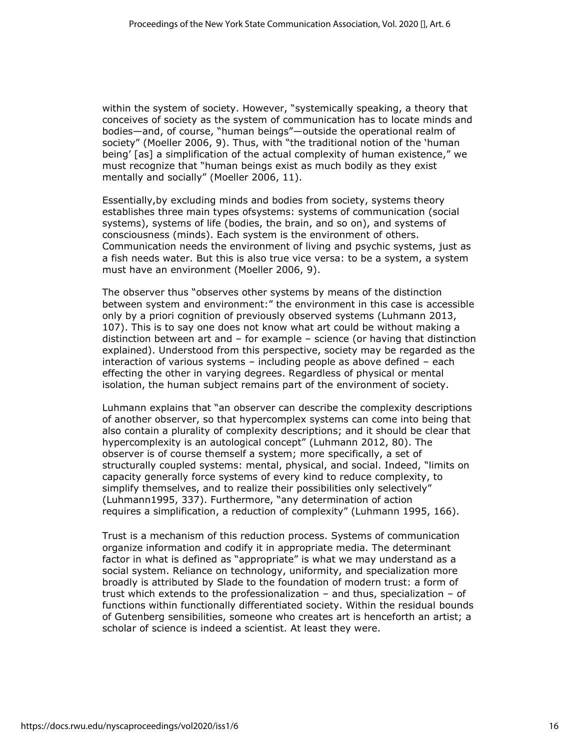within the system of society. However, "systemically speaking, a theory that conceives of society as the system of communication has to locate minds and bodies—and, of course, "human beings"—outside the operational realm of society" (Moeller 2006, 9). Thus, with "the traditional notion of the 'human being' [as] a simplification of the actual complexity of human existence," we must recognize that "human beings exist as much bodily as they exist mentally and socially" (Moeller 2006, 11).

Essentially,by excluding minds and bodies from society, systems theory establishes three main types ofsystems: systems of communication (social systems), systems of life (bodies, the brain, and so on), and systems of consciousness (minds). Each system is the environment of others. Communication needs the environment of living and psychic systems, just as a fish needs water. But this is also true vice versa: to be a system, a system must have an environment (Moeller 2006, 9).

The observer thus "observes other systems by means of the distinction between system and environment:" the environment in this case is accessible only by a priori cognition of previously observed systems (Luhmann 2013, 107). This is to say one does not know what art could be without making a distinction between art and – for example – science (or having that distinction explained). Understood from this perspective, society may be regarded as the interaction of various systems – including people as above defined – each effecting the other in varying degrees. Regardless of physical or mental isolation, the human subject remains part of the environment of society.

Luhmann explains that "an observer can describe the complexity descriptions of another observer, so that hypercomplex systems can come into being that also contain a plurality of complexity descriptions; and it should be clear that hypercomplexity is an autological concept" (Luhmann 2012, 80). The observer is of course themself a system; more specifically, a set of structurally coupled systems: mental, physical, and social. Indeed, "limits on capacity generally force systems of every kind to reduce complexity, to simplify themselves, and to realize their possibilities only selectively" (Luhmann1995, 337). Furthermore, "any determination of action requires a simplification, a reduction of complexity" (Luhmann 1995, 166).

Trust is a mechanism of this reduction process. Systems of communication organize information and codify it in appropriate media. The determinant factor in what is defined as "appropriate" is what we may understand as a social system. Reliance on technology, uniformity, and specialization more broadly is attributed by Slade to the foundation of modern trust: a form of trust which extends to the professionalization – and thus, specialization – of functions within functionally differentiated society. Within the residual bounds of Gutenberg sensibilities, someone who creates art is henceforth an artist; a scholar of science is indeed a scientist. At least they were.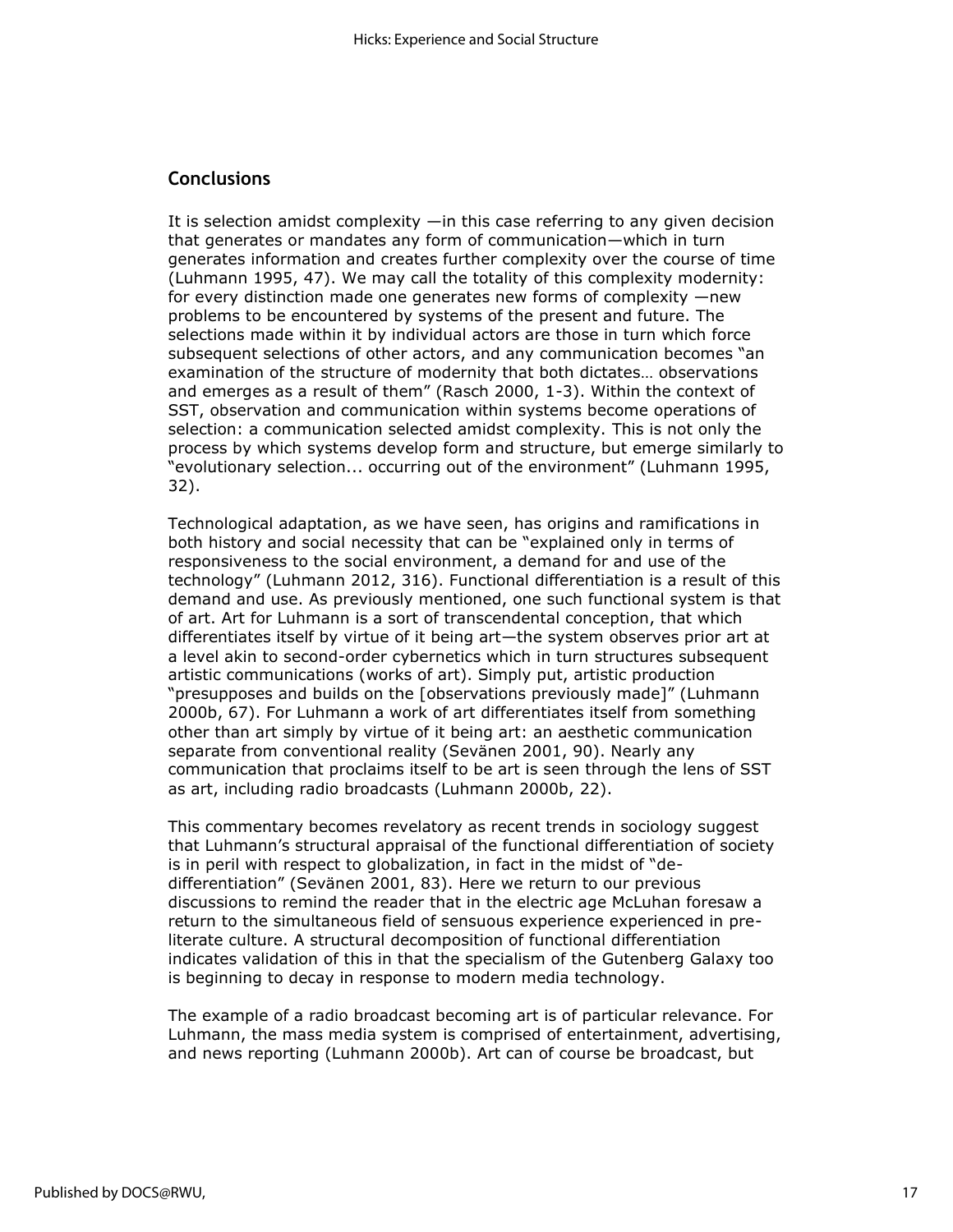## Conclusions

It is selection amidst complexity —in this case referring to any given decision that generates or mandates any form of communication—which in turn generates information and creates further complexity over the course of time (Luhmann 1995, 47). We may call the totality of this complexity modernity: for every distinction made one generates new forms of complexity —new problems to be encountered by systems of the present and future. The selections made within it by individual actors are those in turn which force subsequent selections of other actors, and any communication becomes "an examination of the structure of modernity that both dictates… observations and emerges as a result of them" (Rasch 2000, 1-3). Within the context of SST, observation and communication within systems become operations of selection: a communication selected amidst complexity. This is not only the process by which systems develop form and structure, but emerge similarly to "evolutionary selection... occurring out of the environment" (Luhmann 1995, 32).

Technological adaptation, as we have seen, has origins and ramifications in both history and social necessity that can be "explained only in terms of responsiveness to the social environment, a demand for and use of the technology" (Luhmann 2012, 316). Functional differentiation is a result of this demand and use. As previously mentioned, one such functional system is that of art. Art for Luhmann is a sort of transcendental conception, that which differentiates itself by virtue of it being art—the system observes prior art at a level akin to second-order cybernetics which in turn structures subsequent artistic communications (works of art). Simply put, artistic production "presupposes and builds on the [observations previously made]" (Luhmann 2000b, 67). For Luhmann a work of art differentiates itself from something other than art simply by virtue of it being art: an aesthetic communication separate from conventional reality (Sevänen 2001, 90). Nearly any communication that proclaims itself to be art is seen through the lens of SST as art, including radio broadcasts (Luhmann 2000b, 22).

This commentary becomes revelatory as recent trends in sociology suggest that Luhmann's structural appraisal of the functional differentiation of society is in peril with respect to globalization, in fact in the midst of "de-differentiation" (Sevänen 2001, 83). Here we return to our previous discussions to remind the reader that in the electric age McLuhan foresaw a return to the simultaneous field of sensuous experience experienced in pre-literate culture. A structural decomposition of functional differentiation indicates validation of this in that the specialism of the Gutenberg Galaxy too is beginning to decay in response to modern media technology.

The example of a radio broadcast becoming art is of particular relevance. For Luhmann, the mass media system is comprised of entertainment, advertising, and news reporting (Luhmann 2000b). Art can of course be broadcast, but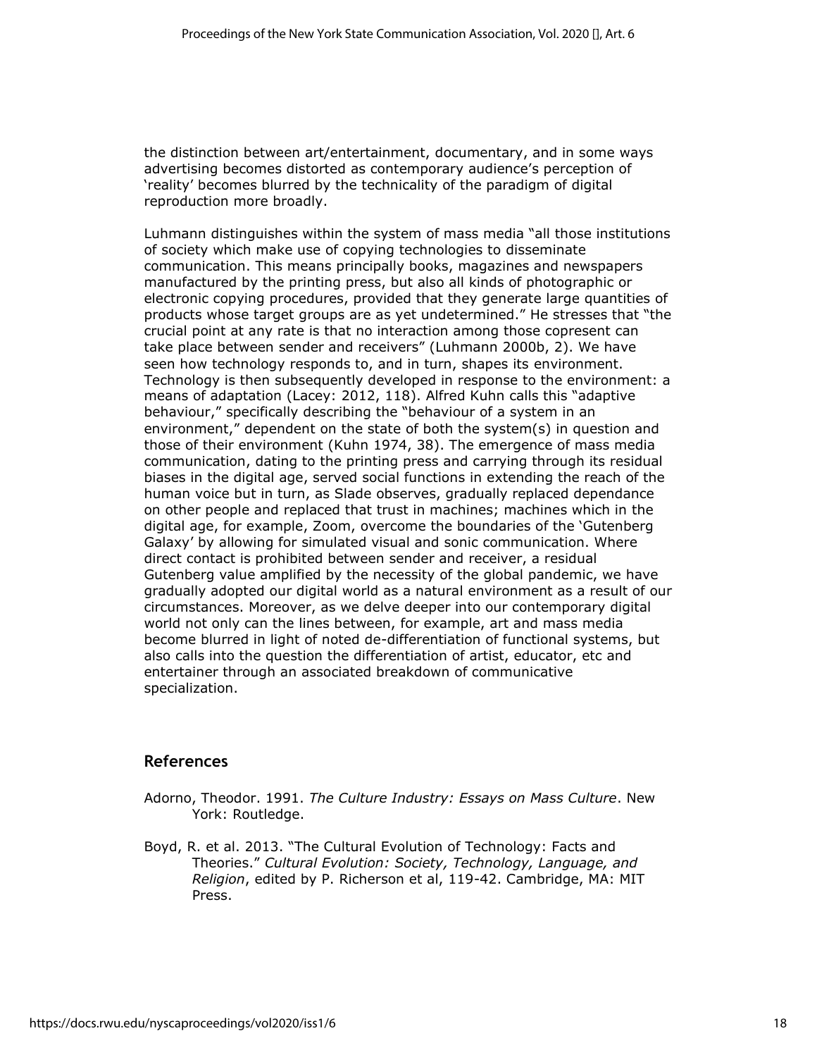the distinction between art/entertainment, documentary, and in some ways advertising becomes distorted as contemporary audience's perception of 'reality' becomes blurred by the technicality of the paradigm of digital reproduction more broadly.

Luhmann distinguishes within the system of mass media "all those institutions of society which make use of copying technologies to disseminate communication. This means principally books, magazines and newspapers manufactured by the printing press, but also all kinds of photographic or electronic copying procedures, provided that they generate large quantities of products whose target groups are as yet undetermined." He stresses that "the crucial point at any rate is that no interaction among those copresent can take place between sender and receivers" (Luhmann 2000b, 2). We have seen how technology responds to, and in turn, shapes its environment. Technology is then subsequently developed in response to the environment: a means of adaptation (Lacey: 2012, 118). Alfred Kuhn calls this "adaptive behaviour," specifically describing the "behaviour of a system in an environment," dependent on the state of both the system(s) in question and those of their environment (Kuhn 1974, 38). The emergence of mass media communication, dating to the printing press and carrying through its residual biases in the digital age, served social functions in extending the reach of the human voice but in turn, as Slade observes, gradually replaced dependance on other people and replaced that trust in machines; machines which in the digital age, for example, Zoom, overcome the boundaries of the 'Gutenberg Galaxy' by allowing for simulated visual and sonic communication. Where direct contact is prohibited between sender and receiver, a residual Gutenberg value amplified by the necessity of the global pandemic, we have gradually adopted our digital world as a natural environment as a result of our circumstances. Moreover, as we delve deeper into our contemporary digital world not only can the lines between, for example, art and mass media become blurred in light of noted de-differentiation of functional systems, but also calls into the question the differentiation of artist, educator, etc and entertainer through an associated breakdown of communicative specialization.

## References

Adorno, Theodor. 1991. *The Culture Industry: Essays on Mass Culture*. New York: Routledge.

Boyd, R. et al. 2013. "The Cultural Evolution of Technology: Facts and Theories." *Cultural Evolution: Society, Technology, Language, and Religion*, edited by P. Richerson et al, 119-42. Cambridge, MA: MIT Press.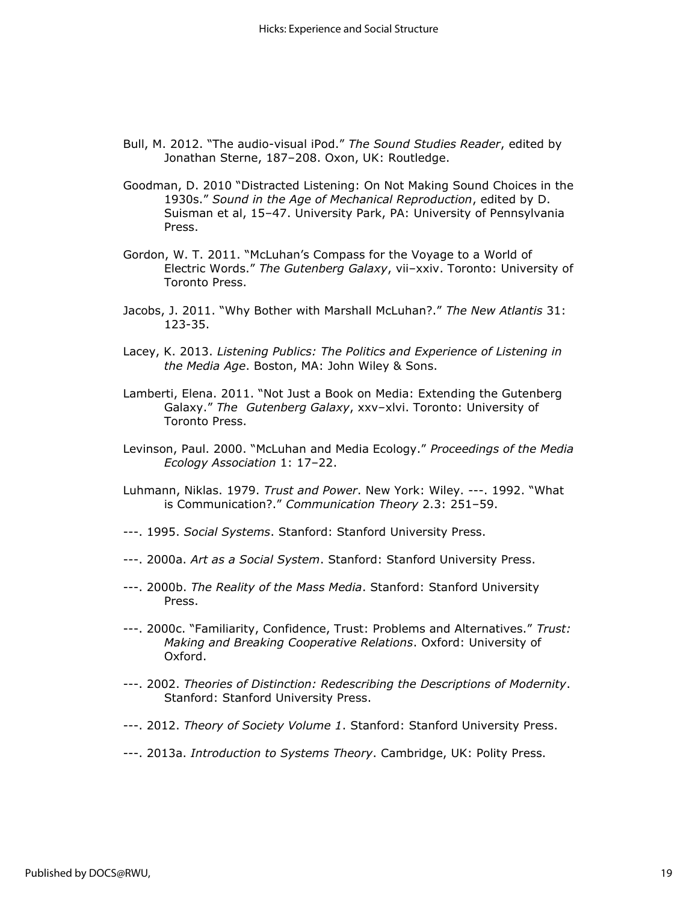Bull, M. 2012. "The audio-visual iPod." *The Sound Studies Reader*, edited by Jonathan Sterne, 187–208. Oxon, UK: Routledge.

Goodman, D. 2010 "Distracted Listening: On Not Making Sound Choices in the 1930s." *Sound in the Age of Mechanical Reproduction*, edited by D. Suisman et al, 15–47. University Park, PA: University of Pennsylvania Press.

Gordon, W. T. 2011. "McLuhan's Compass for the Voyage to a World of Electric Words." *The Gutenberg Galaxy*, vii–xxiv. Toronto: University of Toronto Press.

Jacobs, J. 2011. "Why Bother with Marshall McLuhan?." *The New Atlantis* 31: 123-35.

Lacey, K. 2013. *Listening Publics: The Politics and Experience of Listening in the Media Age*. Boston, MA: John Wiley & Sons.

Lamberti, Elena. 2011. "Not Just a Book on Media: Extending the Gutenberg Galaxy." *The Gutenberg Galaxy*, xxv–xlvi. Toronto: University of Toronto Press.

Levinson, Paul. 2000. "McLuhan and Media Ecology." *Proceedings of the Media Ecology Association* 1: 17–22.

Luhmann, Niklas. 1979. *Trust and Power*. New York: Wiley. ---. 1992. "What is Communication?." *Communication Theory* 2.3: 251–59.

---. 1995. *Social Systems*. Stanford: Stanford University Press.

---. 2000a. *Art as a Social System*. Stanford: Stanford University Press.

---. 2000b. *The Reality of the Mass Media*. Stanford: Stanford University Press.

---. 2000c. "Familiarity, Confidence, Trust: Problems and Alternatives." *Trust: Making and Breaking Cooperative Relations*. Oxford: University of Oxford.

---. 2002. *Theories of Distinction: Redescribing the Descriptions of Modernity*. Stanford: Stanford University Press.

---. 2012. *Theory of Society Volume 1*. Stanford: Stanford University Press.

---. 2013a. *Introduction to Systems Theory*. Cambridge, UK: Polity Press.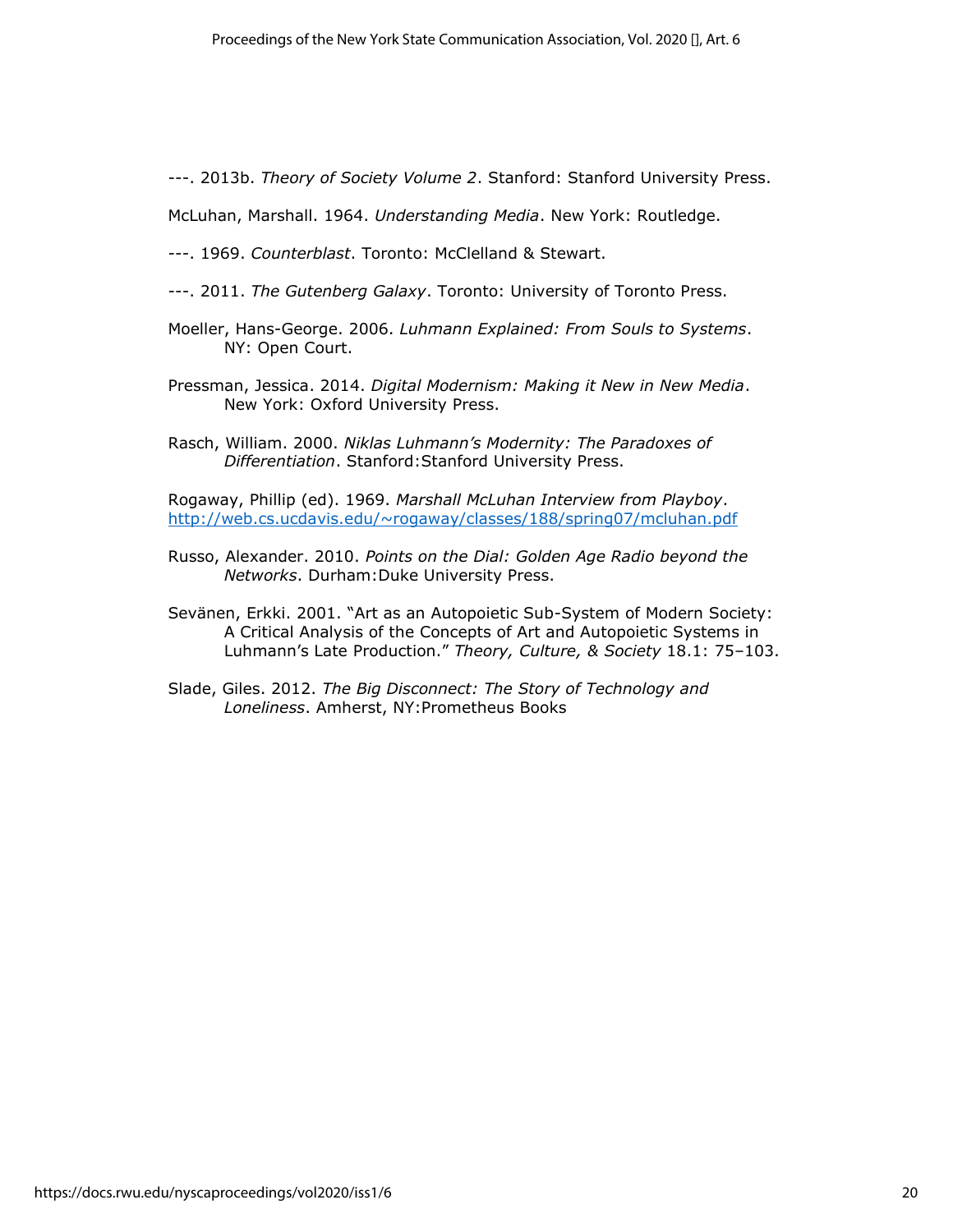---. 2013b. *Theory of Society Volume 2*. Stanford: Stanford University Press.

McLuhan, Marshall. 1964. *Understanding Media*. New York: Routledge.

---. 1969. *Counterblast*. Toronto: McClelland & Stewart.

---. 2011. *The Gutenberg Galaxy*. Toronto: University of Toronto Press.

Moeller, Hans-George. 2006. *Luhmann Explained: From Souls to Systems*. NY: Open Court.

Pressman, Jessica. 2014. *Digital Modernism: Making it New in New Media*. New York: Oxford University Press.

Rasch, William. 2000. *Niklas Luhmann's Modernity: The Paradoxes of Differentiation*. Stanford:Stanford University Press.

Rogaway, Phillip (ed). 1969. *Marshall McLuhan Interview from Playboy*. http://web.cs.ucdavis.edu/~rogaway/classes/188/spring07/mcluhan.pdf

Russo, Alexander. 2010. *Points on the Dial: Golden Age Radio beyond the Networks*. Durham:Duke University Press.

Sevänen, Erkki. 2001. "Art as an Autopoietic Sub-System of Modern Society: A Critical Analysis of the Concepts of Art and Autopoietic Systems in Luhmann's Late Production." *Theory, Culture, & Society* 18.1: 75–103.

Slade, Giles. 2012. *The Big Disconnect: The Story of Technology and Loneliness*. Amherst, NY:Prometheus Books